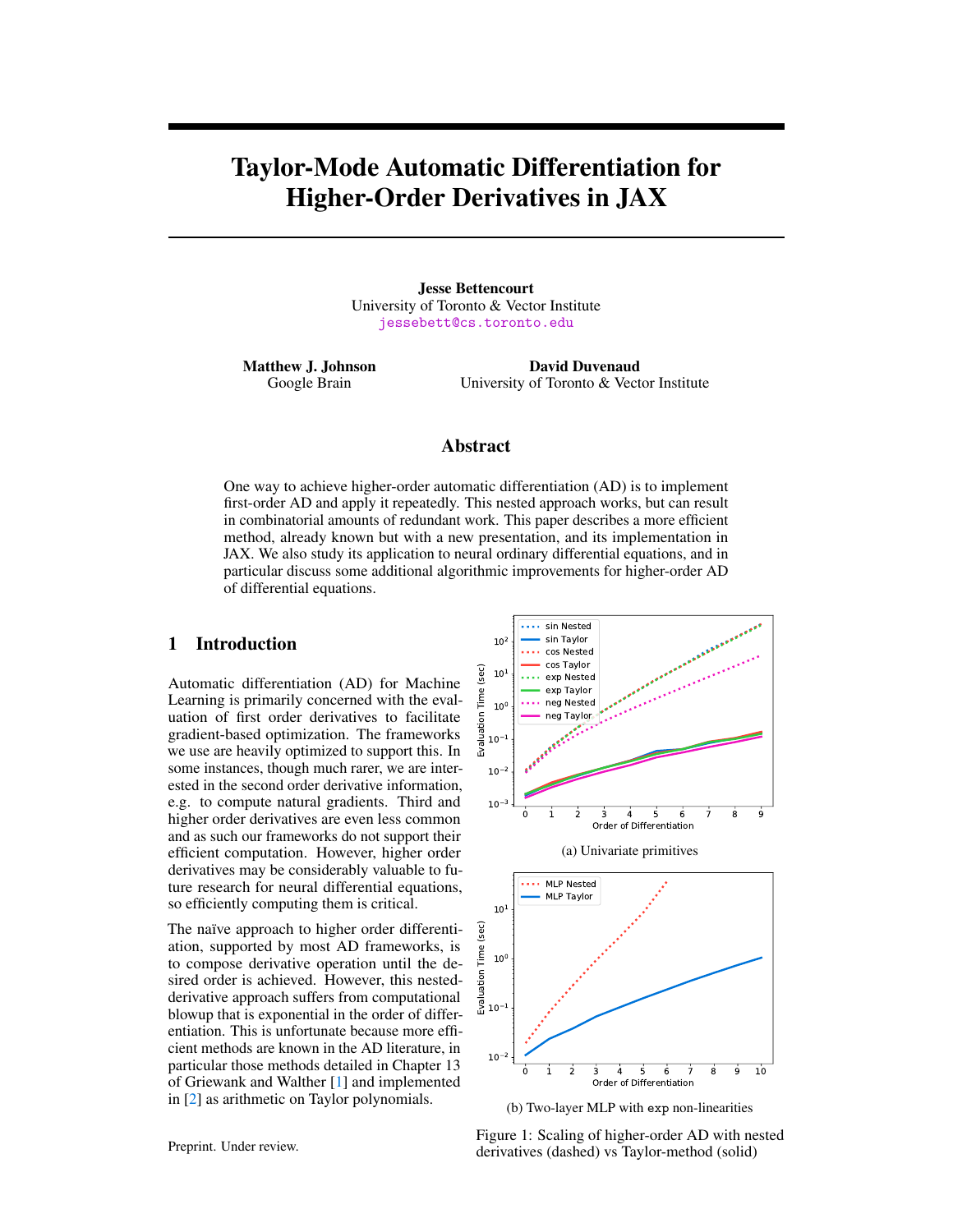# Taylor-Mode Automatic Differentiation for Higher-Order Derivatives in JAX

**Jesse Bettencourt**
University of Toronto & Vector Institute
jessebett@cs.toronto.edu

**Matthew J. Johnson**
Google Brain

**David Duvenaud**
University of Toronto & Vector Institute

## Abstract

One way to achieve higher-order automatic differentiation (AD) is to implement first-order AD and apply it repeatedly. This nested approach works, but can result in combinatorial amounts of redundant work. This paper describes a more efficient method, already known but with a new presentation, and its implementation in JAX. We also study its application to neural ordinary differential equations, and in particular discuss some additional algorithmic improvements for higher-order AD of differential equations.

## 1 Introduction

Automatic differentiation (AD) for Machine Learning is primarily concerned with the evaluation of first order derivatives to facilitate gradient-based optimization. The frameworks we use are heavily optimized to support this. In some instances, though much rarer, we are interested in the second order derivative information, e.g. to compute natural gradients. Third and higher order derivatives are even less common and as such our frameworks do not support their efficient computation. However, higher order derivatives may be considerably valuable to future research for neural differential equations, so efficiently computing them is critical.

The naïve approach to higher order differentiation, supported by most AD frameworks, is to compose derivative operation until the desired order is achieved. However, this nested-derivative approach suffers from computational blowup that is exponential in the order of differentiation. This is unfortunate because more efficient methods are known in the AD literature, in particular those methods detailed in Chapter 13 of Griewank and Walther [1] and implemented in [2] as arithmetic on Taylor polynomials.

(a) Univariate primitives

(b) Two-layer MLP with exp non-linearities

Figure 1: Scaling of higher-order AD with nested derivatives (dashed) vs Taylor-method (solid)

Preprint. Under review.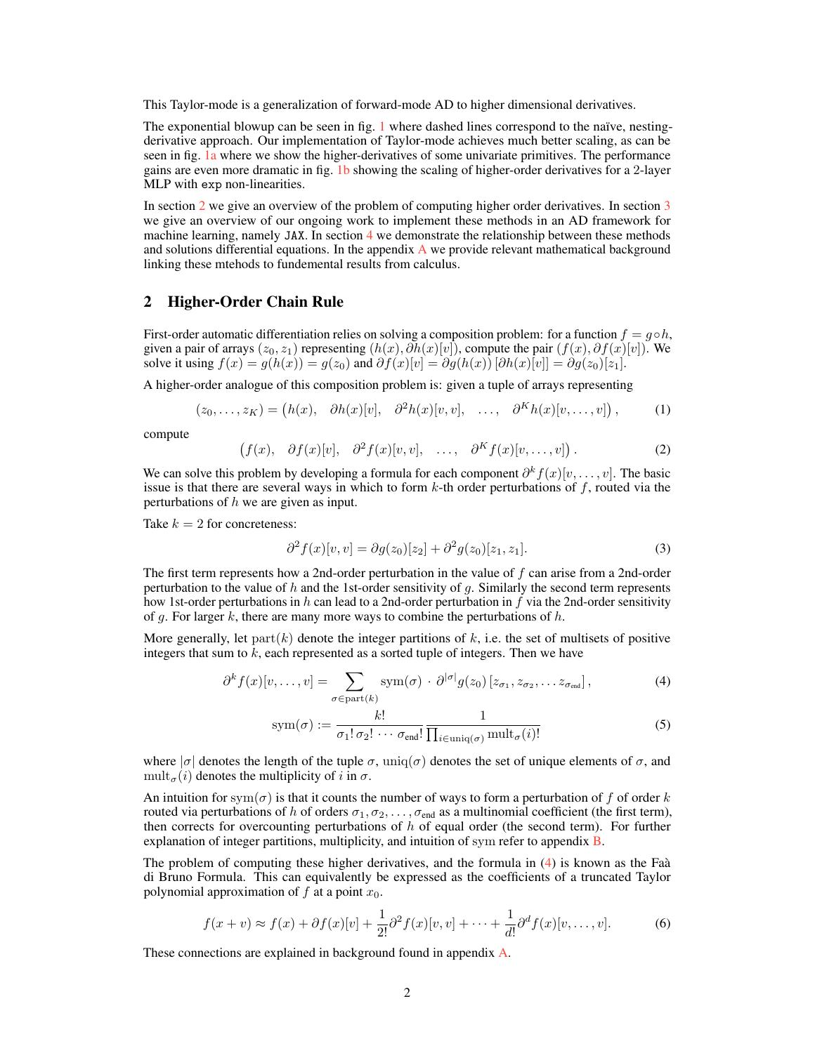This Taylor-mode is a generalization of forward-mode AD to higher dimensional derivatives.

The exponential blowup can be seen in fig. 1 where dashed lines correspond to the naïve, nesting-derivative approach. Our implementation of Taylor-mode achieves much better scaling, as can be seen in fig. 1a where we show the higher-derivatives of some univariate primitives. The performance gains are even more dramatic in fig. 1b showing the scaling of higher-order derivatives for a 2-layer MLP with `exp` non-linearities.

In section 2 we give an overview of the problem of computing higher order derivatives. In section 3 we give an overview of our ongoing work to implement these methods in an AD framework for machine learning, namely `JAX`. In section 4 we demonstrate the relationship between these methods and solutions differential equations. In the appendix A we provide relevant mathematical background linking these mtehods to fundemental results from calculus.

## 2 Higher-Order Chain Rule

First-order automatic differentiation relies on solving a composition problem: for a function $f = g \circ h$, given a pair of arrays $(z_0, z_1)$ representing $(h(x), \partial h(x)[v])$, compute the pair $(f(x), \partial f(x)[v])$. We solve it using $f(x) = g(h(x)) = g(z_0)$ and $\partial f(x)[v] = \partial g(h(x))\,[\partial h(x)[v]] = \partial g(z_0)[z_1]$.

A higher-order analogue of this composition problem is: given a tuple of arrays representing

$$(z_0, \dots, z_K) = \big(h(x), \quad \partial h(x)[v], \quad \partial^2 h(x)[v, v], \quad \dots, \quad \partial^K h(x)[v, \dots, v]\big)\,, \tag{1}$$

compute

$$\big(f(x), \quad \partial f(x)[v], \quad \partial^2 f(x)[v, v], \quad \dots, \quad \partial^K f(x)[v, \dots, v]\big)\,. \tag{2}$$

We can solve this problem by developing a formula for each component $\partial^k f(x)[v, \dots, v]$. The basic issue is that there are several ways in which to form $k$-th order perturbations of $f$, routed via the perturbations of $h$ we are given as input.

Take $k = 2$ for concreteness:

$$\partial^2 f(x)[v, v] = \partial g(z_0)[z_2] + \partial^2 g(z_0)[z_1, z_1]. \tag{3}$$

The first term represents how a 2nd-order perturbation in the value of $f$ can arise from a 2nd-order perturbation to the value of $h$ and the 1st-order sensitivity of $g$. Similarly the second term represents how 1st-order perturbations in $h$ can lead to a 2nd-order perturbation in $f$ via the 2nd-order sensitivity of $g$. For larger $k$, there are many more ways to combine the perturbations of $h$.

More generally, let $\mathrm{part}(k)$ denote the integer partitions of $k$, i.e. the set of multisets of positive integers that sum to $k$, each represented as a sorted tuple of integers. Then we have

$$\partial^k f(x)[v, \dots, v] = \sum_{\sigma \in \mathrm{part}(k)} \mathrm{sym}(\sigma) \cdot \partial^{|\sigma|} g(z_0)\, [z_{\sigma_1}, z_{\sigma_2}, \dots z_{\sigma_{\mathrm{end}}}]\,, \tag{4}$$

$$\mathrm{sym}(\sigma) := \frac{k!}{\sigma_1!\, \sigma_2! \cdots \sigma_{\mathrm{end}}!} \frac{1}{\prod_{i \in \mathrm{uniq}(\sigma)} \mathrm{mult}_\sigma(i)!} \tag{5}$$

where $|\sigma|$ denotes the length of the tuple $\sigma$, $\mathrm{uniq}(\sigma)$ denotes the set of unique elements of $\sigma$, and $\mathrm{mult}_\sigma(i)$ denotes the multiplicity of $i$ in $\sigma$.

An intuition for $\mathrm{sym}(\sigma)$ is that it counts the number of ways to form a perturbation of $f$ of order $k$ routed via perturbations of $h$ of orders $\sigma_1, \sigma_2, \dots, \sigma_{\mathrm{end}}$ as a multinomial coefficient (the first term), then corrects for overcounting perturbations of $h$ of equal order (the second term). For further explanation of integer partitions, multiplicity, and intuition of $\mathrm{sym}$ refer to appendix B.

The problem of computing these higher derivatives, and the formula in (4) is known as the Faà di Bruno Formula. This can equivalently be expressed as the coefficients of a truncated Taylor polynomial approximation of $f$ at a point $x_0$.

$$f(x + v) \approx f(x) + \partial f(x)[v] + \frac{1}{2!}\partial^2 f(x)[v, v] + \cdots + \frac{1}{d!}\partial^d f(x)[v, \dots, v]. \tag{6}$$

These connections are explained in background found in appendix A.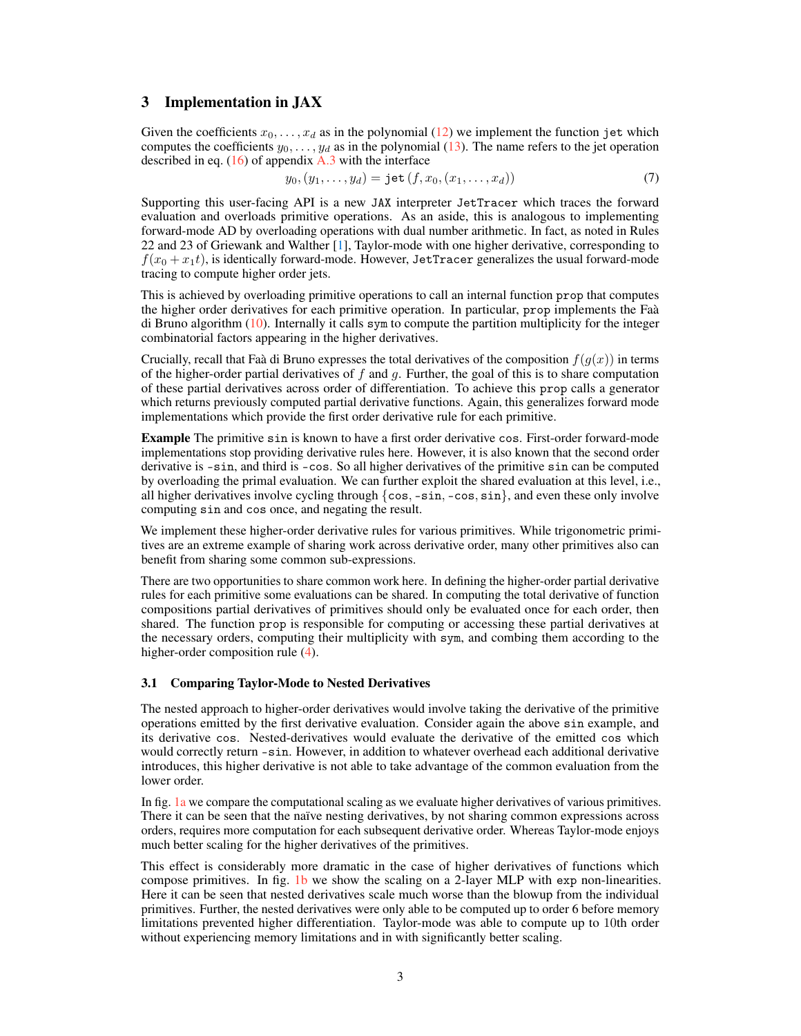## 3 Implementation in JAX

Given the coefficients $x_0, \ldots, x_d$ as in the polynomial (12) we implement the function `jet` which computes the coefficients $y_0, \ldots, y_d$ as in the polynomial (13). The name refers to the jet operation described in eq. (16) of appendix A.3 with the interface

$$y_0, (y_1, \ldots, y_d) = \texttt{jet}\,(f, x_0, (x_1, \ldots, x_d)) \tag{7}$$

Supporting this user-facing API is a new `JAX` interpreter `JetTracer` which traces the forward evaluation and overloads primitive operations. As an aside, this is analogous to implementing forward-mode AD by overloading operations with dual number arithmetic. In fact, as noted in Rules 22 and 23 of Griewank and Walther [1], Taylor-mode with one higher derivative, corresponding to $f(x_0 + x_1 t)$, is identically forward-mode. However, `JetTracer` generalizes the usual forward-mode tracing to compute higher order jets.

This is achieved by overloading primitive operations to call an internal function `prop` that computes the higher order derivatives for each primitive operation. In particular, `prop` implements the Faà di Bruno algorithm (10). Internally it calls `sym` to compute the partition multiplicity for the integer combinatorial factors appearing in the higher derivatives.

Crucially, recall that Faà di Bruno expresses the total derivatives of the composition $f(g(x))$ in terms of the higher-order partial derivatives of $f$ and $g$. Further, the goal of this is to share computation of these partial derivatives across order of differentiation. To achieve this `prop` calls a generator which returns previously computed partial derivative functions. Again, this generalizes forward mode implementations which provide the first order derivative rule for each primitive.

**Example** The primitive `sin` is known to have a first order derivative `cos`. First-order forward-mode implementations stop providing derivative rules here. However, it is also known that the second order derivative is `-sin`, and third is `-cos`. So all higher derivatives of the primitive `sin` can be computed by overloading the primal evaluation. We can further exploit the shared evaluation at this level, i.e., all higher derivatives involve cycling through {`cos`, `-sin`, `-cos`, `sin`}, and even these only involve computing `sin` and `cos` once, and negating the result.

We implement these higher-order derivative rules for various primitives. While trigonometric primitives are an extreme example of sharing work across derivative order, many other primitives also can benefit from sharing some common sub-expressions.

There are two opportunities to share common work here. In defining the higher-order partial derivative rules for each primitive some evaluations can be shared. In computing the total derivative of function compositions partial derivatives of primitives should only be evaluated once for each order, then shared. The function `prop` is responsible for computing or accessing these partial derivatives at the necessary orders, computing their multiplicity with `sym`, and combing them according to the higher-order composition rule (4).

### 3.1 Comparing Taylor-Mode to Nested Derivatives

The nested approach to higher-order derivatives would involve taking the derivative of the primitive operations emitted by the first derivative evaluation. Consider again the above `sin` example, and its derivative `cos`. Nested-derivatives would evaluate the derivative of the emitted `cos` which would correctly return `-sin`. However, in addition to whatever overhead each additional derivative introduces, this higher derivative is not able to take advantage of the common evaluation from the lower order.

In fig. 1a we compare the computational scaling as we evaluate higher derivatives of various primitives. There it can be seen that the naïve nesting derivatives, by not sharing common expressions across orders, requires more computation for each subsequent derivative order. Whereas Taylor-mode enjoys much better scaling for the higher derivatives of the primitives.

This effect is considerably more dramatic in the case of higher derivatives of functions which compose primitives. In fig. 1b we show the scaling on a 2-layer MLP with `exp` non-linearities. Here it can be seen that nested derivatives scale much worse than the blowup from the individual primitives. Further, the nested derivatives were only able to be computed up to order 6 before memory limitations prevented higher differentiation. Taylor-mode was able to compute up to 10th order without experiencing memory limitations and in with significantly better scaling.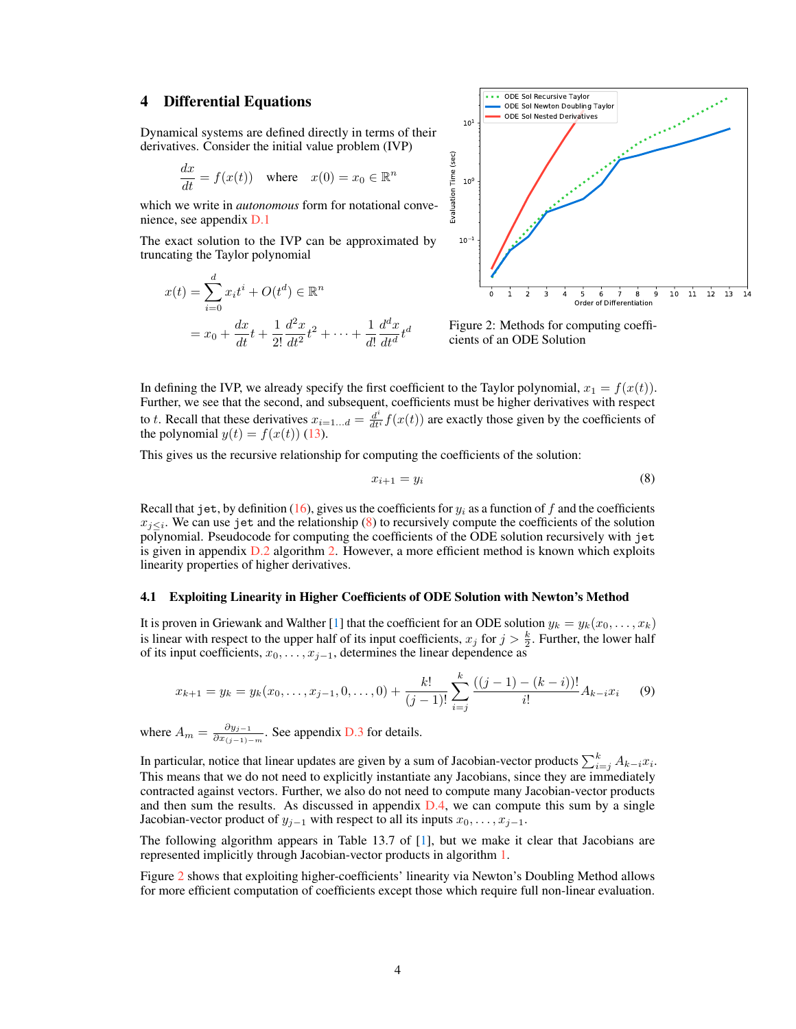## 4 Differential Equations

Dynamical systems are defined directly in terms of their derivatives. Consider the initial value problem (IVP)

$$\frac{dx}{dt} = f(x(t)) \quad \text{where} \quad x(0) = x_0 \in \mathbb{R}^n$$

which we write in *autonomous* form for notational convenience, see appendix D.1

The exact solution to the IVP can be approximated by truncating the Taylor polynomial

$$x(t) = \sum_{i=0}^{d} x_i t^i + O(t^d) \in \mathbb{R}^n$$

$$= x_0 + \frac{dx}{dt}t + \frac{1}{2!}\frac{d^2x}{dt^2}t^2 + \cdots + \frac{1}{d!}\frac{d^dx}{dt^d}t^d$$

Figure 2: Methods for computing coefficients of an ODE Solution

In defining the IVP, we already specify the first coefficient to the Taylor polynomial, $x_1 = f(x(t))$. Further, we see that the second, and subsequent, coefficients must be higher derivatives with respect to $t$. Recall that these derivatives $x_{i=1\ldots d} = \frac{d^i}{dt^i} f(x(t))$ are exactly those given by the coefficients of the polynomial $y(t) = f(x(t))$ (13).

This gives us the recursive relationship for computing the coefficients of the solution:

$$x_{i+1} = y_i \tag{8}$$

Recall that `jet`, by definition (16), gives us the coefficients for $y_i$ as a function of $f$ and the coefficients $x_{j\leq i}$. We can use `jet` and the relationship (8) to recursively compute the coefficients of the solution polynomial. Pseudocode for computing the coefficients of the ODE solution recursively with `jet` is given in appendix D.2 algorithm 2. However, a more efficient method is known which exploits linearity properties of higher derivatives.

### 4.1 Exploiting Linearity in Higher Coefficients of ODE Solution with Newton's Method

It is proven in Griewank and Walther [1] that the coefficient for an ODE solution $y_k = y_k(x_0, \ldots, x_k)$ is linear with respect to the upper half of its input coefficients, $x_j$ for $j > \frac{k}{2}$. Further, the lower half of its input coefficients, $x_0, \ldots, x_{j-1}$, determines the linear dependence as

$$x_{k+1} = y_k = y_k(x_0, \ldots, x_{j-1}, 0, \ldots, 0) + \frac{k!}{(j-1)!} \sum_{i=j}^{k} \frac{((j-1)-(k-i))!}{i!} A_{k-i} x_i \tag{9}$$

where $A_m = \frac{\partial y_{j-1}}{\partial x_{(j-1)-m}}$. See appendix D.3 for details.

In particular, notice that linear updates are given by a sum of Jacobian-vector products $\sum_{i=j}^{k} A_{k-i} x_i$. This means that we do not need to explicitly instantiate any Jacobians, since they are immediately contracted against vectors. Further, we also do not need to compute many Jacobian-vector products and then sum the results. As discussed in appendix D.4, we can compute this sum by a single Jacobian-vector product of $y_{j-1}$ with respect to all its inputs $x_0, \ldots, x_{j-1}$.

The following algorithm appears in Table 13.7 of [1], but we make it clear that Jacobians are represented implicitly through Jacobian-vector products in algorithm 1.

Figure 2 shows that exploiting higher-coefficients' linearity via Newton's Doubling Method allows for more efficient computation of coefficients except those which require full non-linear evaluation.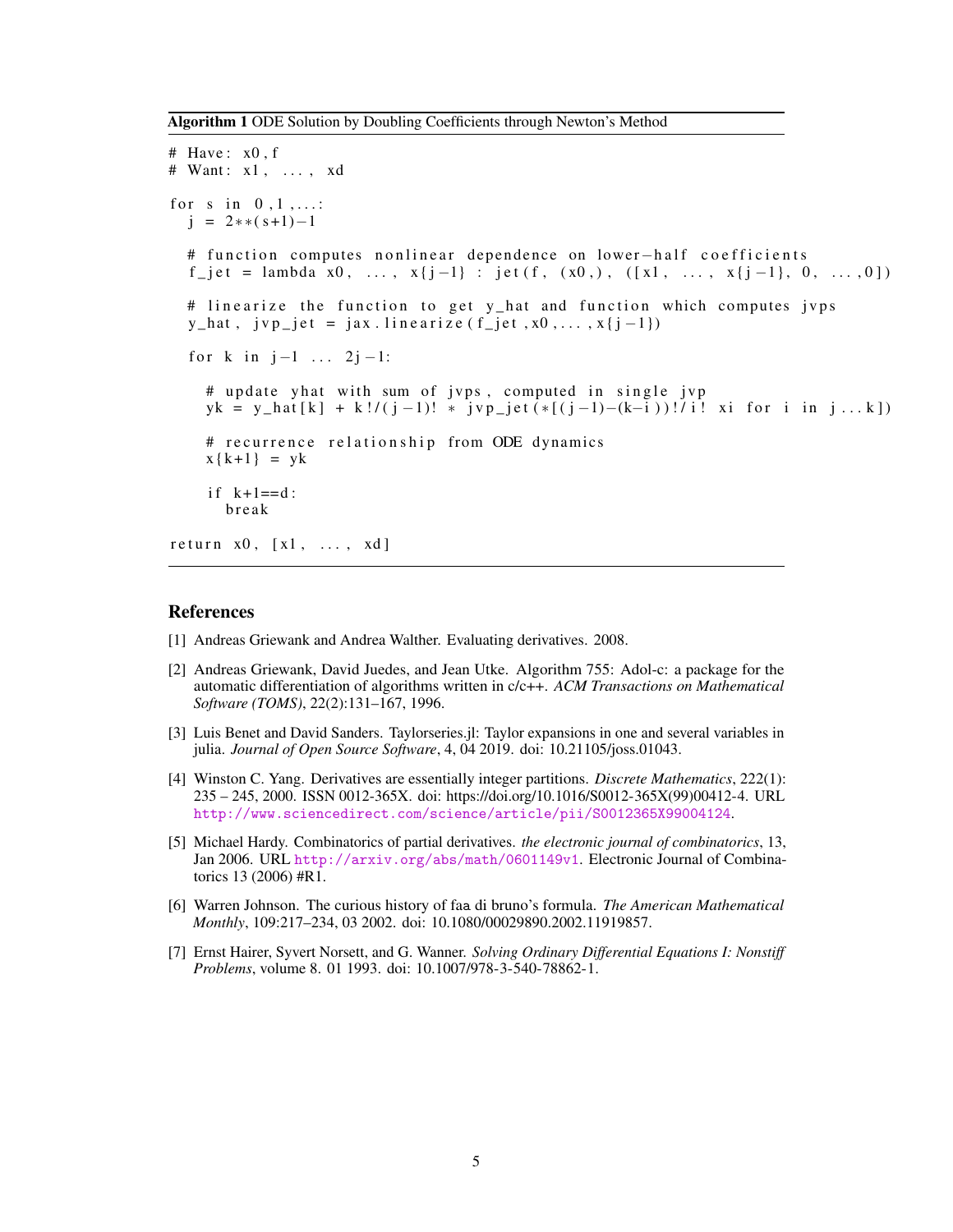**Algorithm 1** ODE Solution by Doubling Coefficients through Newton's Method

```
# Have: x0, f
# Want: x1, ..., xd

for s in 0,1,...:
  j = 2**(s+1)-1

  # function computes nonlinear dependence on lower-half coefficients
  f_jet = lambda x0, ..., x{j-1} : jet(f, (x0,), ([x1, ..., x{j-1}, 0, ...,0])

  # linearize the function to get y_hat and function which computes jvps
  y_hat, jvp_jet = jax.linearize(f_jet,x0,...,x{j-1})

  for k in j-1 ... 2j-1:

    # update yhat with sum of jvps, computed in single jvp
    yk = y_hat[k] + k!/(j-1)! * jvp_jet(*[(j-1)-(k-i))!/i! xi for i in j...k])

    # recurrence relationship from ODE dynamics
    x{k+1} = yk

    if k+1==d:
      break

return x0, [x1, ..., xd]
```

## References

[1] Andreas Griewank and Andrea Walther. Evaluating derivatives. 2008.

[2] Andreas Griewank, David Juedes, and Jean Utke. Algorithm 755: Adol-c: a package for the automatic differentiation of algorithms written in c/c++. *ACM Transactions on Mathematical Software (TOMS)*, 22(2):131–167, 1996.

[3] Luis Benet and David Sanders. Taylorseries.jl: Taylor expansions in one and several variables in julia. *Journal of Open Source Software*, 4, 04 2019. doi: 10.21105/joss.01043.

[4] Winston C. Yang. Derivatives are essentially integer partitions. *Discrete Mathematics*, 222(1): 235 – 245, 2000. ISSN 0012-365X. doi: https://doi.org/10.1016/S0012-365X(99)00412-4. URL http://www.sciencedirect.com/science/article/pii/S0012365X99004124.

[5] Michael Hardy. Combinatorics of partial derivatives. *the electronic journal of combinatorics*, 13, Jan 2006. URL http://arxiv.org/abs/math/0601149v1. Electronic Journal of Combinatorics 13 (2006) #R1.

[6] Warren Johnson. The curious history of faa di bruno's formula. *The American Mathematical Monthly*, 109:217–234, 03 2002. doi: 10.1080/00029890.2002.11919857.

[7] Ernst Hairer, Syvert Norsett, and G. Wanner. *Solving Ordinary Differential Equations I: Nonstiff Problems*, volume 8. 01 1993. doi: 10.1007/978-3-540-78862-1.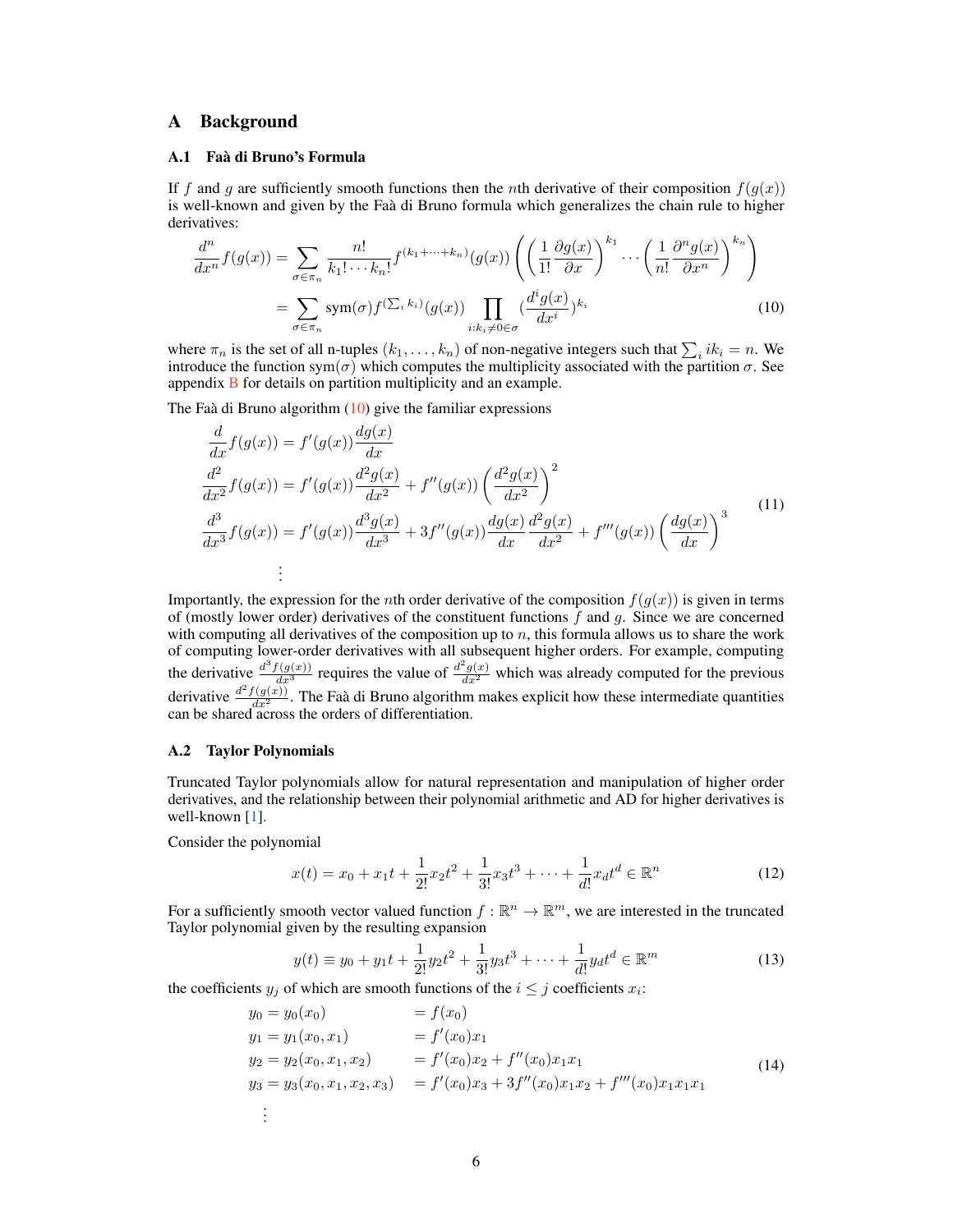# A Background

## A.1 Faà di Bruno's Formula

If $f$ and $g$ are sufficiently smooth functions then the $n$th derivative of their composition $f(g(x))$ is well-known and given by the Faà di Bruno formula which generalizes the chain rule to higher derivatives:

$$
\begin{aligned}
\frac{d^n}{dx^n} f(g(x)) &= \sum_{\sigma \in \pi_n} \frac{n!}{k_1! \cdots k_n!} f^{(k_1 + \cdots + k_n)}(g(x)) \left( \left( \frac{1}{1!} \frac{\partial g(x)}{\partial x} \right)^{k_1} \cdots \left( \frac{1}{n!} \frac{\partial^n g(x)}{\partial x^n} \right)^{k_n} \right) \\
&= \sum_{\sigma \in \pi_n} \operatorname{sym}(\sigma) f^{(\sum_i k_i)}(g(x)) \prod_{i : k_i \neq 0 \in \sigma} \left( \frac{d^i g(x)}{dx^i} \right)^{k_i}
\end{aligned}
\tag{10}
$$

where $\pi_n$ is the set of all n-tuples $(k_1, \ldots, k_n)$ of non-negative integers such that $\sum_i i k_i = n$. We introduce the function $\operatorname{sym}(\sigma)$ which computes the multiplicity associated with the partition $\sigma$. See appendix B for details on partition multiplicity and an example.

The Faà di Bruno algorithm (10) give the familiar expressions

$$
\begin{aligned}
\frac{d}{dx} f(g(x)) &= f'(g(x)) \frac{dg(x)}{dx} \\
\frac{d^2}{dx^2} f(g(x)) &= f'(g(x)) \frac{d^2 g(x)}{dx^2} + f''(g(x)) \left( \frac{d^2 g(x)}{dx^2} \right)^2 \\
\frac{d^3}{dx^3} f(g(x)) &= f'(g(x)) \frac{d^3 g(x)}{dx^3} + 3 f''(g(x)) \frac{dg(x)}{dx} \frac{d^2 g(x)}{dx^2} + f'''(g(x)) \left( \frac{dg(x)}{dx} \right)^3 \\
&\vdots
\end{aligned}
\tag{11}
$$

Importantly, the expression for the $n$th order derivative of the composition $f(g(x))$ is given in terms of (mostly lower order) derivatives of the constituent functions $f$ and $g$. Since we are concerned with computing all derivatives of the composition up to $n$, this formula allows us to share the work of computing lower-order derivatives with all subsequent higher orders. For example, computing the derivative $\frac{d^3 f(g(x))}{dx^3}$ requires the value of $\frac{d^2 g(x)}{dx^2}$ which was already computed for the previous derivative $\frac{d^2 f(g(x))}{dx^2}$. The Faà di Bruno algorithm makes explicit how these intermediate quantities can be shared across the orders of differentiation.

## A.2 Taylor Polynomials

Truncated Taylor polynomials allow for natural representation and manipulation of higher order derivatives, and the relationship between their polynomial arithmetic and AD for higher derivatives is well-known [1].

Consider the polynomial

$$
x(t) = x_0 + x_1 t + \frac{1}{2!} x_2 t^2 + \frac{1}{3!} x_3 t^3 + \cdots + \frac{1}{d!} x_d t^d \in \mathbb{R}^n
\tag{12}
$$

For a sufficiently smooth vector valued function $f : \mathbb{R}^n \to \mathbb{R}^m$, we are interested in the truncated Taylor polynomial given by the resulting expansion

$$
y(t) \equiv y_0 + y_1 t + \frac{1}{2!} y_2 t^2 + \frac{1}{3!} y_3 t^3 + \cdots + \frac{1}{d!} y_d t^d \in \mathbb{R}^m
\tag{13}
$$

the coefficients $y_j$ of which are smooth functions of the $i \leq j$ coefficients $x_i$:

$$
\begin{aligned}
y_0 = y_0(x_0) \qquad &= f(x_0) \\
y_1 = y_1(x_0, x_1) \qquad &= f'(x_0) x_1 \\
y_2 = y_2(x_0, x_1, x_2) \qquad &= f'(x_0) x_2 + f''(x_0) x_1 x_1 \\
y_3 = y_3(x_0, x_1, x_2, x_3) \qquad &= f'(x_0) x_3 + 3 f''(x_0) x_1 x_2 + f'''(x_0) x_1 x_1 x_1 \\
&\vdots
\end{aligned}
\tag{14}
$$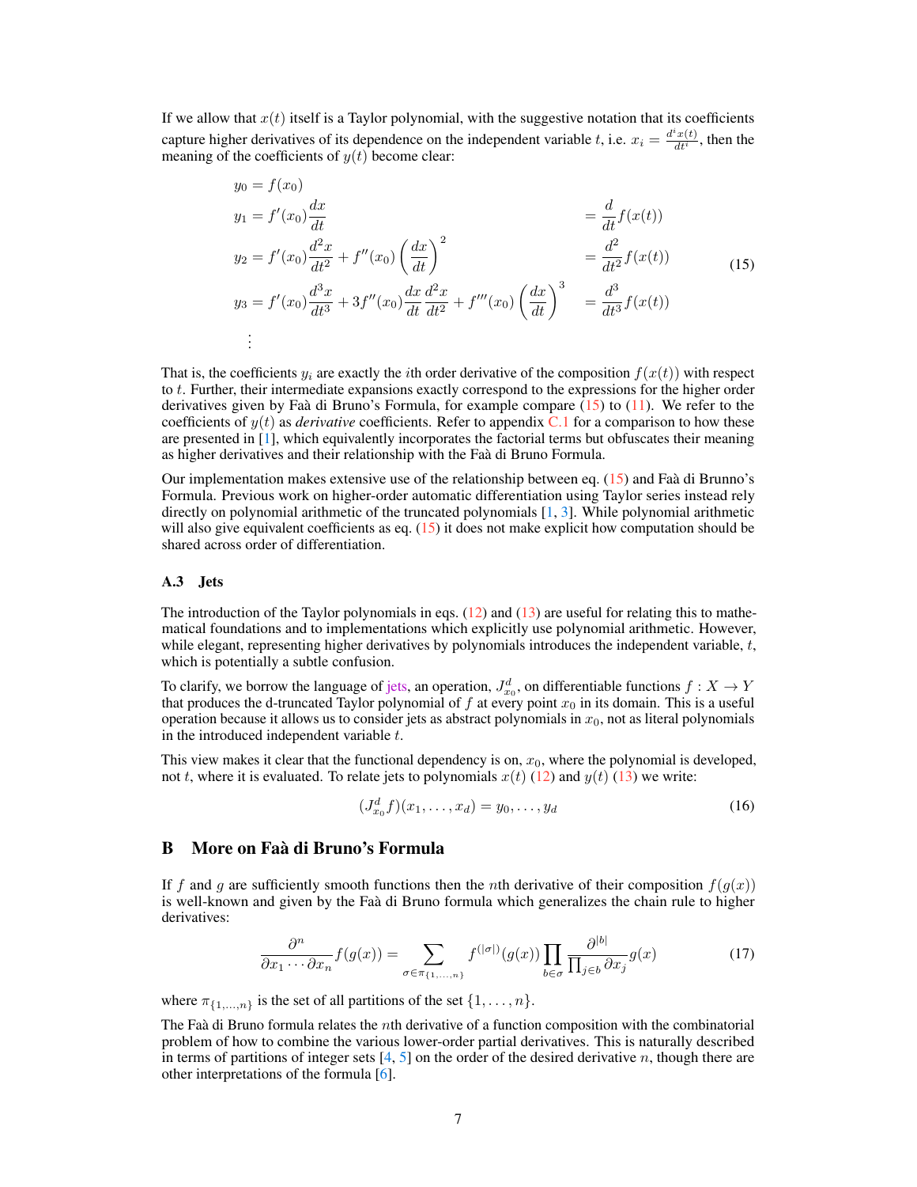If we allow that $x(t)$ itself is a Taylor polynomial, with the suggestive notation that its coefficients capture higher derivatives of its dependence on the independent variable $t$, i.e. $x_i = \frac{d^i x(t)}{dt^i}$, then the meaning of the coefficients of $y(t)$ become clear:

$$
\begin{aligned}
y_0 &= f(x_0) \\
y_1 &= f'(x_0)\frac{dx}{dt} &&= \frac{d}{dt}f(x(t)) \\
y_2 &= f'(x_0)\frac{d^2x}{dt^2} + f''(x_0)\left(\frac{dx}{dt}\right)^2 &&= \frac{d^2}{dt^2}f(x(t)) \\
y_3 &= f'(x_0)\frac{d^3x}{dt^3} + 3f''(x_0)\frac{dx}{dt}\frac{d^2x}{dt^2} + f'''(x_0)\left(\frac{dx}{dt}\right)^3 &&= \frac{d^3}{dt^3}f(x(t)) \\
&\vdots
\end{aligned}
\tag{15}
$$

That is, the coefficients $y_i$ are exactly the $i$th order derivative of the composition $f(x(t))$ with respect to $t$. Further, their intermediate expansions exactly correspond to the expressions for the higher order derivatives given by Faà di Bruno's Formula, for example compare (15) to (11). We refer to the coefficients of $y(t)$ as *derivative* coefficients. Refer to appendix C.1 for a comparison to how these are presented in [1], which equivalently incorporates the factorial terms but obfuscates their meaning as higher derivatives and their relationship with the Faà di Bruno Formula.

Our implementation makes extensive use of the relationship between eq. (15) and Faà di Brunno's Formula. Previous work on higher-order automatic differentiation using Taylor series instead rely directly on polynomial arithmetic of the truncated polynomials [1, 3]. While polynomial arithmetic will also give equivalent coefficients as eq. (15) it does not make explicit how computation should be shared across order of differentiation.

### A.3 Jets

The introduction of the Taylor polynomials in eqs. (12) and (13) are useful for relating this to mathematical foundations and to implementations which explicitly use polynomial arithmetic. However, while elegant, representing higher derivatives by polynomials introduces the independent variable, $t$, which is potentially a subtle confusion.

To clarify, we borrow the language of jets, an operation, $J^d_{x_0}$, on differentiable functions $f : X \to Y$ that produces the d-truncated Taylor polynomial of $f$ at every point $x_0$ in its domain. This is a useful operation because it allows us to consider jets as abstract polynomials in $x_0$, not as literal polynomials in the introduced independent variable $t$.

This view makes it clear that the functional dependency is on, $x_0$, where the polynomial is developed, not $t$, where it is evaluated. To relate jets to polynomials $x(t)$ (12) and $y(t)$ (13) we write:

$$
(J^d_{x_0} f)(x_1, \ldots, x_d) = y_0, \ldots, y_d \tag{16}
$$

## B More on Faà di Bruno's Formula

If $f$ and $g$ are sufficiently smooth functions then the $n$th derivative of their composition $f(g(x))$ is well-known and given by the Faà di Bruno formula which generalizes the chain rule to higher derivatives:

$$
\frac{\partial^n}{\partial x_1 \cdots \partial x_n} f(g(x)) = \sum_{\sigma \in \pi_{\{1,\ldots,n\}}} f^{(|\sigma|)}(g(x)) \prod_{b \in \sigma} \frac{\partial^{|b|}}{\prod_{j \in b} \partial x_j} g(x) \tag{17}
$$

where $\pi_{\{1,\ldots,n\}}$ is the set of all partitions of the set $\{1, \ldots, n\}$.

The Faà di Bruno formula relates the $n$th derivative of a function composition with the combinatorial problem of how to combine the various lower-order partial derivatives. This is naturally described in terms of partitions of integer sets [4, 5] on the order of the desired derivative $n$, though there are other interpretations of the formula [6].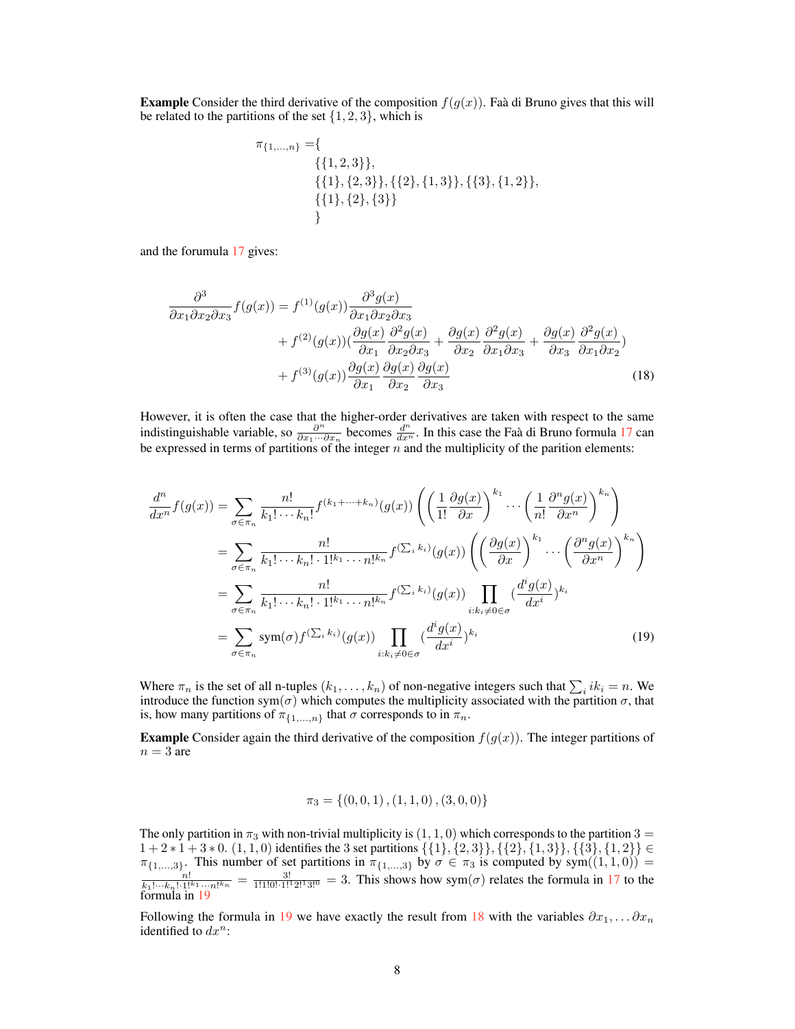**Example** Consider the third derivative of the composition $f(g(x))$. Faà di Bruno gives that this will be related to the partitions of the set $\{1, 2, 3\}$, which is

$$
\begin{aligned}
\pi_{\{1,\ldots,n\}} = \{ & \\
& \{\{1, 2, 3\}\}, \\
& \{\{1\}, \{2, 3\}\}, \{\{2\}, \{1, 3\}\}, \{\{3\}, \{1, 2\}\}, \\
& \{\{1\}, \{2\}, \{3\}\} \\
& \}
\end{aligned}
$$

and the forumula 17 gives:

$$
\begin{aligned}
\frac{\partial^3}{\partial x_1 \partial x_2 \partial x_3} f(g(x)) = & f^{(1)}(g(x)) \frac{\partial^3 g(x)}{\partial x_1 \partial x_2 \partial x_3} \\
& + f^{(2)}(g(x)) \left( \frac{\partial g(x)}{\partial x_1} \frac{\partial^2 g(x)}{\partial x_2 \partial x_3} + \frac{\partial g(x)}{\partial x_2} \frac{\partial^2 g(x)}{\partial x_1 \partial x_3} + \frac{\partial g(x)}{\partial x_3} \frac{\partial^2 g(x)}{\partial x_1 \partial x_2} \right) \\
& + f^{(3)}(g(x)) \frac{\partial g(x)}{\partial x_1} \frac{\partial g(x)}{\partial x_2} \frac{\partial g(x)}{\partial x_3}
\end{aligned} \tag{18}
$$

However, it is often the case that the higher-order derivatives are taken with respect to the same indistinguishable variable, so $\frac{\partial^n}{\partial x_1 \cdots \partial x_n}$ becomes $\frac{d^n}{dx^n}$. In this case the Faà di Bruno formula 17 can be expressed in terms of partitions of the integer $n$ and the multiplicity of the parition elements:

$$
\begin{aligned}
\frac{d^n}{dx^n} f(g(x)) &= \sum_{\sigma \in \pi_n} \frac{n!}{k_1! \cdots k_n!} f^{(k_1 + \cdots + k_n)}(g(x)) \left( \left( \frac{1}{1!} \frac{\partial g(x)}{\partial x} \right)^{k_1} \cdots \left( \frac{1}{n!} \frac{\partial^n g(x)}{\partial x^n} \right)^{k_n} \right) \\
&= \sum_{\sigma \in \pi_n} \frac{n!}{k_1! \cdots k_n! \cdot 1!^{k_1} \cdots n!^{k_n}} f^{(\sum_i k_i)}(g(x)) \left( \left( \frac{\partial g(x)}{\partial x} \right)^{k_1} \cdots \left( \frac{\partial^n g(x)}{\partial x^n} \right)^{k_n} \right) \\
&= \sum_{\sigma \in \pi_n} \frac{n!}{k_1! \cdots k_n! \cdot 1!^{k_1} \cdots n!^{k_n}} f^{(\sum_i k_i)}(g(x)) \prod_{i : k_i \neq 0 \in \sigma} \left( \frac{d^i g(x)}{dx^i} \right)^{k_i} \\
&= \sum_{\sigma \in \pi_n} \text{sym}(\sigma) f^{(\sum_i k_i)}(g(x)) \prod_{i : k_i \neq 0 \in \sigma} \left( \frac{d^i g(x)}{dx^i} \right)^{k_i}
\end{aligned} \tag{19}
$$

Where $\pi_n$ is the set of all n-tuples $(k_1, \ldots, k_n)$ of non-negative integers such that $\sum_i i k_i = n$. We introduce the function $\text{sym}(\sigma)$ which computes the multiplicity associated with the partition $\sigma$, that is, how many partitions of $\pi_{\{1,\ldots,n\}}$ that $\sigma$ corresponds to in $\pi_n$.

**Example** Consider again the third derivative of the composition $f(g(x))$. The integer partitions of $n = 3$ are

$$
\pi_3 = \{(0, 0, 1), (1, 1, 0), (3, 0, 0)\}
$$

The only partition in $\pi_3$ with non-trivial multiplicity is $(1, 1, 0)$ which corresponds to the partition $3 = 1 + 2 * 1 + 3 * 0$. $(1, 1, 0)$ identifies the 3 set partitions $\{\{1\}, \{2, 3\}\}, \{\{2\}, \{1, 3\}\}, \{\{3\}, \{1, 2\}\} \in \pi_{\{1,\ldots,3\}}$. This number of set partitions in $\pi_{\{1,\ldots,3\}}$ by $\sigma \in \pi_3$ is computed by $\text{sym}((1, 1, 0)) = \frac{n!}{k_1! \cdots k_n! \cdot 1!^{k_1} \cdots n!^{k_n}} = \frac{3!}{1!1!0! \cdot 1!^1 2!^1 3!^0} = 3$. This shows how $\text{sym}(\sigma)$ relates the formula in 17 to the formula in 19

Following the formula in 19 we have exactly the result from 18 with the variables $\partial x_1, \ldots \partial x_n$ identified to $dx^n$: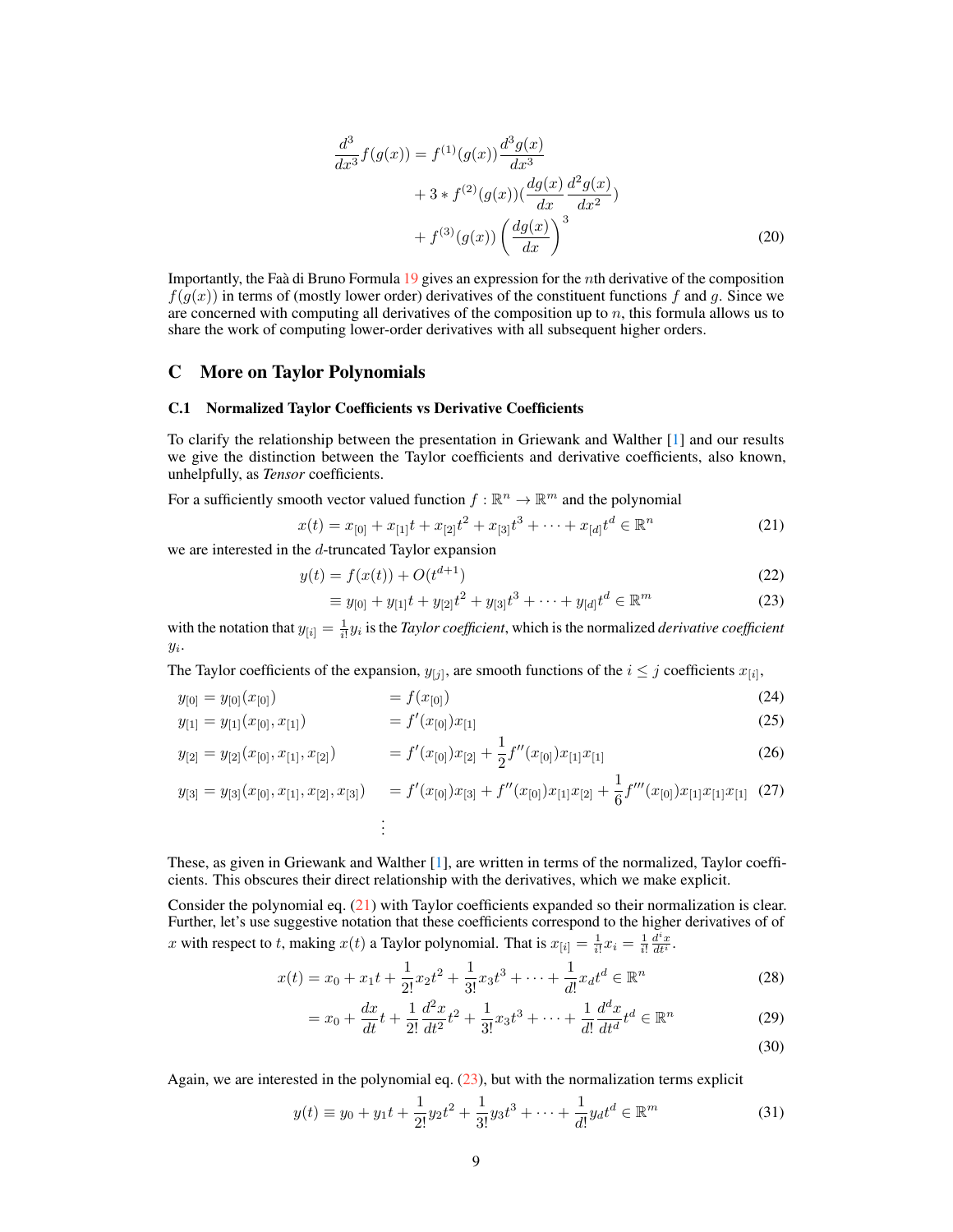$$
\begin{aligned}
\frac{d^3}{dx^3} f(g(x)) &= f^{(1)}(g(x)) \frac{d^3 g(x)}{dx^3} \\
&+ 3 * f^{(2)}(g(x)) (\frac{dg(x)}{dx} \frac{d^2 g(x)}{dx^2}) \\
&+ f^{(3)}(g(x)) \left( \frac{dg(x)}{dx} \right)^3
\end{aligned} \tag{20}
$$

Importantly, the Faà di Bruno Formula 19 gives an expression for the $n$th derivative of the composition $f(g(x))$ in terms of (mostly lower order) derivatives of the constituent functions $f$ and $g$. Since we are concerned with computing all derivatives of the composition up to $n$, this formula allows us to share the work of computing lower-order derivatives with all subsequent higher orders.

## C More on Taylor Polynomials

### C.1 Normalized Taylor Coefficients vs Derivative Coefficients

To clarify the relationship between the presentation in Griewank and Walther [1] and our results we give the distinction between the Taylor coefficients and derivative coefficients, also known, unhelpfully, as *Tensor* coefficients.

For a sufficiently smooth vector valued function $f : \mathbb{R}^n \to \mathbb{R}^m$ and the polynomial

$$
x(t) = x_{[0]} + x_{[1]} t + x_{[2]} t^2 + x_{[3]} t^3 + \cdots + x_{[d]} t^d \in \mathbb{R}^n \tag{21}
$$

we are interested in the $d$-truncated Taylor expansion

$$
y(t) = f(x(t)) + O(t^{d+1}) \tag{22}
$$

$$
\equiv y_{[0]} + y_{[1]} t + y_{[2]} t^2 + y_{[3]} t^3 + \cdots + y_{[d]} t^d \in \mathbb{R}^m \tag{23}
$$

with the notation that $y_{[i]} = \frac{1}{i!} y_i$ is the *Taylor coefficient*, which is the normalized *derivative coefficient* $y_i$.

The Taylor coefficients of the expansion, $y_{[j]}$, are smooth functions of the $i \leq j$ coefficients $x_{[i]}$,

$$
\begin{aligned}
y_{[0]} &= y_{[0]}(x_{[0]}) &&= f(x_{[0]}) && (24)\\
y_{[1]} &= y_{[1]}(x_{[0]}, x_{[1]}) &&= f'(x_{[0]}) x_{[1]} && (25)\\
y_{[2]} &= y_{[2]}(x_{[0]}, x_{[1]}, x_{[2]}) &&= f'(x_{[0]}) x_{[2]} + \frac{1}{2} f''(x_{[0]}) x_{[1]} x_{[1]} && (26)\\
y_{[3]} &= y_{[3]}(x_{[0]}, x_{[1]}, x_{[2]}, x_{[3]}) &&= f'(x_{[0]}) x_{[3]} + f''(x_{[0]}) x_{[1]} x_{[2]} + \frac{1}{6} f'''(x_{[0]}) x_{[1]} x_{[1]} x_{[1]} && (27)\\
& && \vdots
\end{aligned}
$$

These, as given in Griewank and Walther [1], are written in terms of the normalized, Taylor coefficients. This obscures their direct relationship with the derivatives, which we make explicit.

Consider the polynomial eq. (21) with Taylor coefficients expanded so their normalization is clear. Further, let's use suggestive notation that these coefficients correspond to the higher derivatives of of $x$ with respect to $t$, making $x(t)$ a Taylor polynomial. That is $x_{[i]} = \frac{1}{i!} x_i = \frac{1}{i!} \frac{d^i x}{dt^i}$.

$$
x(t) = x_0 + x_1 t + \frac{1}{2!} x_2 t^2 + \frac{1}{3!} x_3 t^3 + \cdots + \frac{1}{d!} x_d t^d \in \mathbb{R}^n \tag{28}
$$

$$
= x_0 + \frac{dx}{dt} t + \frac{1}{2!} \frac{d^2 x}{dt^2} t^2 + \frac{1}{3!} x_3 t^3 + \cdots + \frac{1}{d!} \frac{d^d x}{dt^d} t^d \in \mathbb{R}^n \tag{29}
$$

$$
\tag{30}
$$

Again, we are interested in the polynomial eq. (23), but with the normalization terms explicit

$$
y(t) \equiv y_0 + y_1 t + \frac{1}{2!} y_2 t^2 + \frac{1}{3!} y_3 t^3 + \cdots + \frac{1}{d!} y_d t^d \in \mathbb{R}^m \tag{31}
$$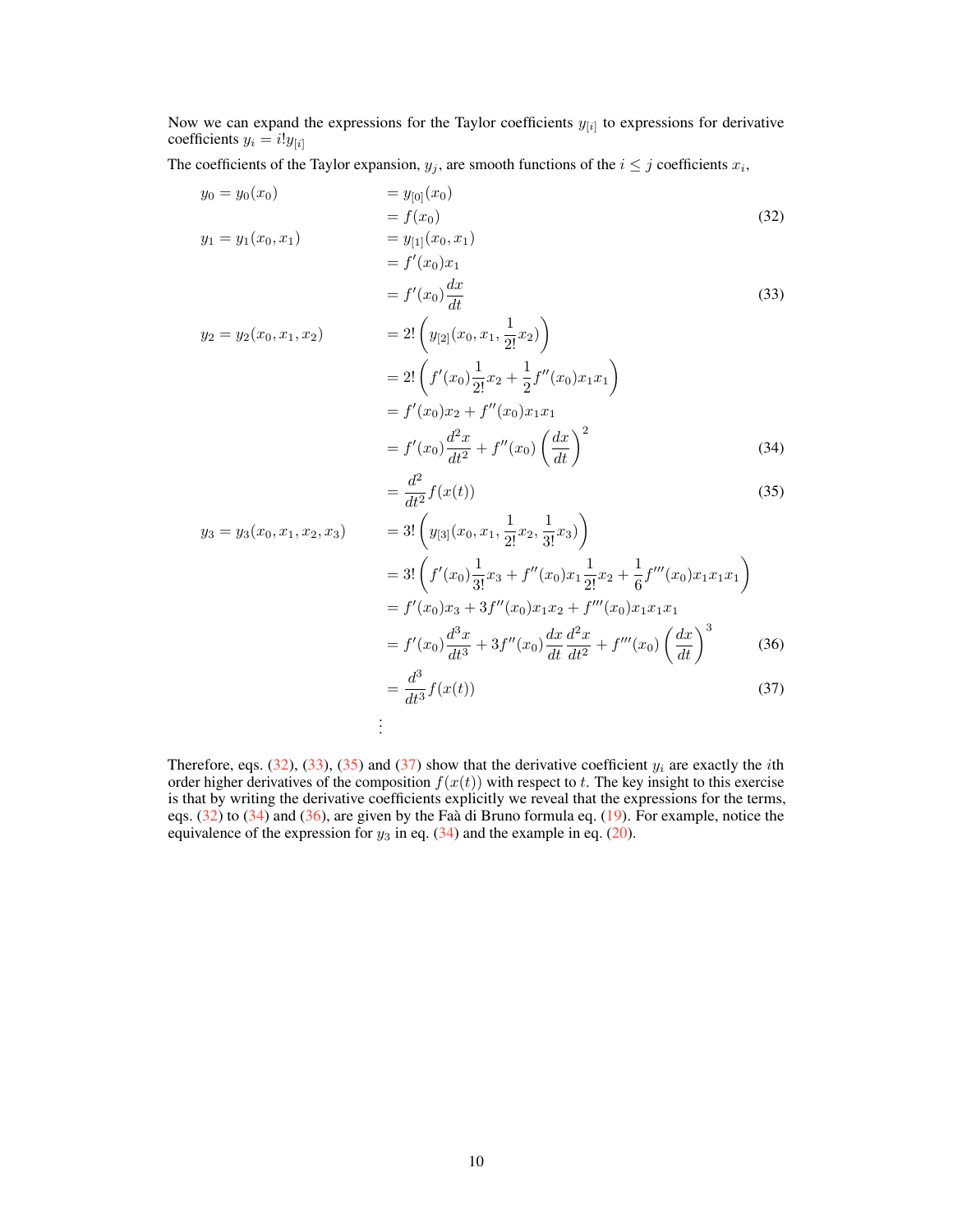Now we can expand the expressions for the Taylor coefficients $y_{[i]}$ to expressions for derivative coefficients $y_i = i! y_{[i]}$

The coefficients of the Taylor expansion, $y_j$, are smooth functions of the $i \le j$ coefficients $x_i$,

$$
\begin{aligned}
y_0 = y_0(x_0) \quad & = y_{[0]}(x_0) \\
& = f(x_0) && (32) \\
y_1 = y_1(x_0, x_1) \quad & = y_{[1]}(x_0, x_1) \\
& = f'(x_0) x_1 \\
& = f'(x_0) \frac{dx}{dt} && (33) \\
y_2 = y_2(x_0, x_1, x_2) \quad & = 2! \left( y_{[2]}(x_0, x_1, \frac{1}{2!} x_2) \right) \\
& = 2! \left( f'(x_0) \frac{1}{2!} x_2 + \frac{1}{2} f''(x_0) x_1 x_1 \right) \\
& = f'(x_0) x_2 + f''(x_0) x_1 x_1 \\
& = f'(x_0) \frac{d^2 x}{dt^2} + f''(x_0) \left( \frac{dx}{dt} \right)^2 && (34) \\
& = \frac{d^2}{dt^2} f(x(t)) && (35) \\
y_3 = y_3(x_0, x_1, x_2, x_3) \quad & = 3! \left( y_{[3]}(x_0, x_1, \frac{1}{2!} x_2, \frac{1}{3!} x_3) \right) \\
& = 3! \left( f'(x_0) \frac{1}{3!} x_3 + f''(x_0) x_1 \frac{1}{2!} x_2 + \frac{1}{6} f'''(x_0) x_1 x_1 x_1 \right) \\
& = f'(x_0) x_3 + 3 f''(x_0) x_1 x_2 + f'''(x_0) x_1 x_1 x_1 \\
& = f'(x_0) \frac{d^3 x}{dt^3} + 3 f''(x_0) \frac{dx}{dt} \frac{d^2 x}{dt^2} + f'''(x_0) \left( \frac{dx}{dt} \right)^3 && (36) \\
& = \frac{d^3}{dt^3} f(x(t)) && (37) \\
& \vdots
\end{aligned}
$$

Therefore, eqs. (32), (33), (35) and (37) show that the derivative coefficient $y_i$ are exactly the $i$th order higher derivatives of the composition $f(x(t))$ with respect to $t$. The key insight to this exercise is that by writing the derivative coefficients explicitly we reveal that the expressions for the terms, eqs. (32) to (34) and (36), are given by the Faà di Bruno formula eq. (19). For example, notice the equivalence of the expression for $y_3$ in eq. (34) and the example in eq. (20).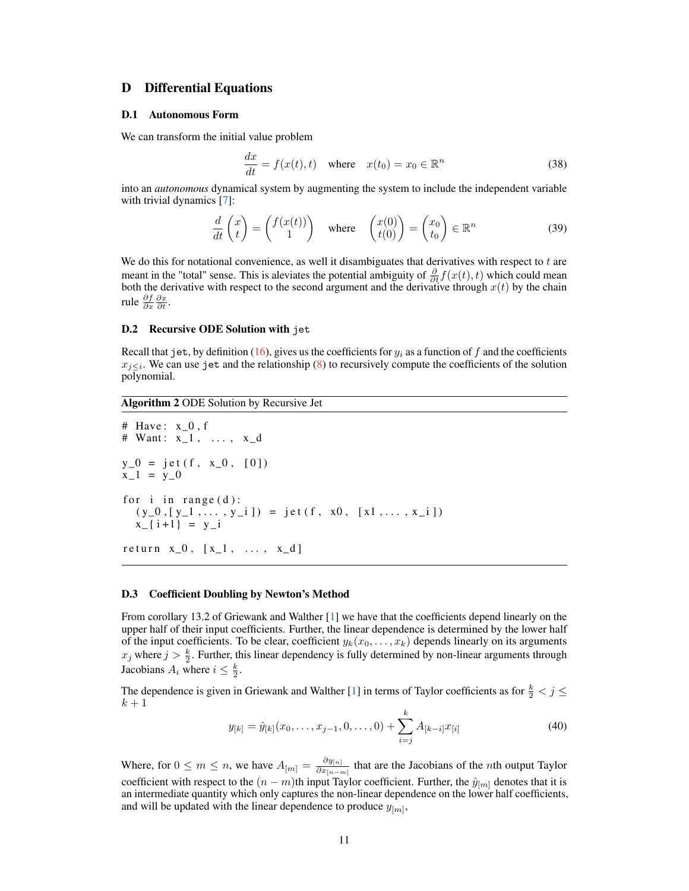# D Differential Equations

## D.1 Autonomous Form

We can transform the initial value problem

$$\frac{dx}{dt} = f(x(t), t) \quad \text{where} \quad x(t_0) = x_0 \in \mathbb{R}^n \tag{38}$$

into an *autonomous* dynamical system by augmenting the system to include the independent variable with trivial dynamics [7]:

$$\frac{d}{dt}\begin{pmatrix} x \\ t \end{pmatrix} = \begin{pmatrix} f(x(t)) \\ 1 \end{pmatrix} \quad \text{where} \quad \begin{pmatrix} x(0) \\ t(0) \end{pmatrix} = \begin{pmatrix} x_0 \\ t_0 \end{pmatrix} \in \mathbb{R}^n \tag{39}$$

We do this for notational convenience, as well it disambiguates that derivatives with respect to $t$ are meant in the "total" sense. This is aleviates the potential ambiguity of $\frac{\partial}{\partial t} f(x(t), t)$ which could mean both the derivative with respect to the second argument and the derivative through $x(t)$ by the chain rule $\frac{\partial f}{\partial x} \frac{\partial x}{\partial t}$.

## D.2 Recursive ODE Solution with `jet`

Recall that `jet`, by definition (16), gives us the coefficients for $y_i$ as a function of $f$ and the coefficients $x_{j \leq i}$. We can use `jet` and the relationship (8) to recursively compute the coefficients of the solution polynomial.

**Algorithm 2** ODE Solution by Recursive Jet

```
# Have: x_0, f
# Want: x_1, ..., x_d

y_0 = jet(f, x_0, [0])
x_1 = y_0

for i in range(d):
  (y_0,[y_1,..., y_i]) = jet(f, x0, [x1,..., x_i])
  x_{i+1} = y_i

return x_0, [x_1, ..., x_d]
```

## D.3 Coefficient Doubling by Newton's Method

From corollary 13.2 of Griewank and Walther [1] we have that the coefficients depend linearly on the upper half of their input coefficients. Further, the linear dependence is determined by the lower half of the input coefficients. To be clear, coefficient $y_k(x_0, \ldots, x_k)$ depends linearly on its arguments $x_j$ where $j > \frac{k}{2}$. Further, this linear dependency is fully determined by non-linear arguments through Jacobians $A_i$ where $i \leq \frac{k}{2}$.

The dependence is given in Griewank and Walther [1] in terms of Taylor coefficients as for $\frac{k}{2} < j \leq k+1$

$$y_{[k]} = \hat{y}_{[k]}(x_0, \ldots, x_{j-1}, 0, \ldots, 0) + \sum_{i=j}^{k} A_{[k-i]} x_{[i]} \tag{40}$$

Where, for $0 \leq m \leq n$, we have $A_{[m]} = \frac{\partial y_{[n]}}{\partial x_{[n-m]}}$ that are the Jacobians of the $n$th output Taylor coefficient with respect to the $(n-m)$th input Taylor coefficient. Further, the $\hat{y}_{[m]}$ denotes that it is an intermediate quantity which only captures the non-linear dependence on the lower half coefficients, and will be updated with the linear dependence to produce $y_{[m]}$,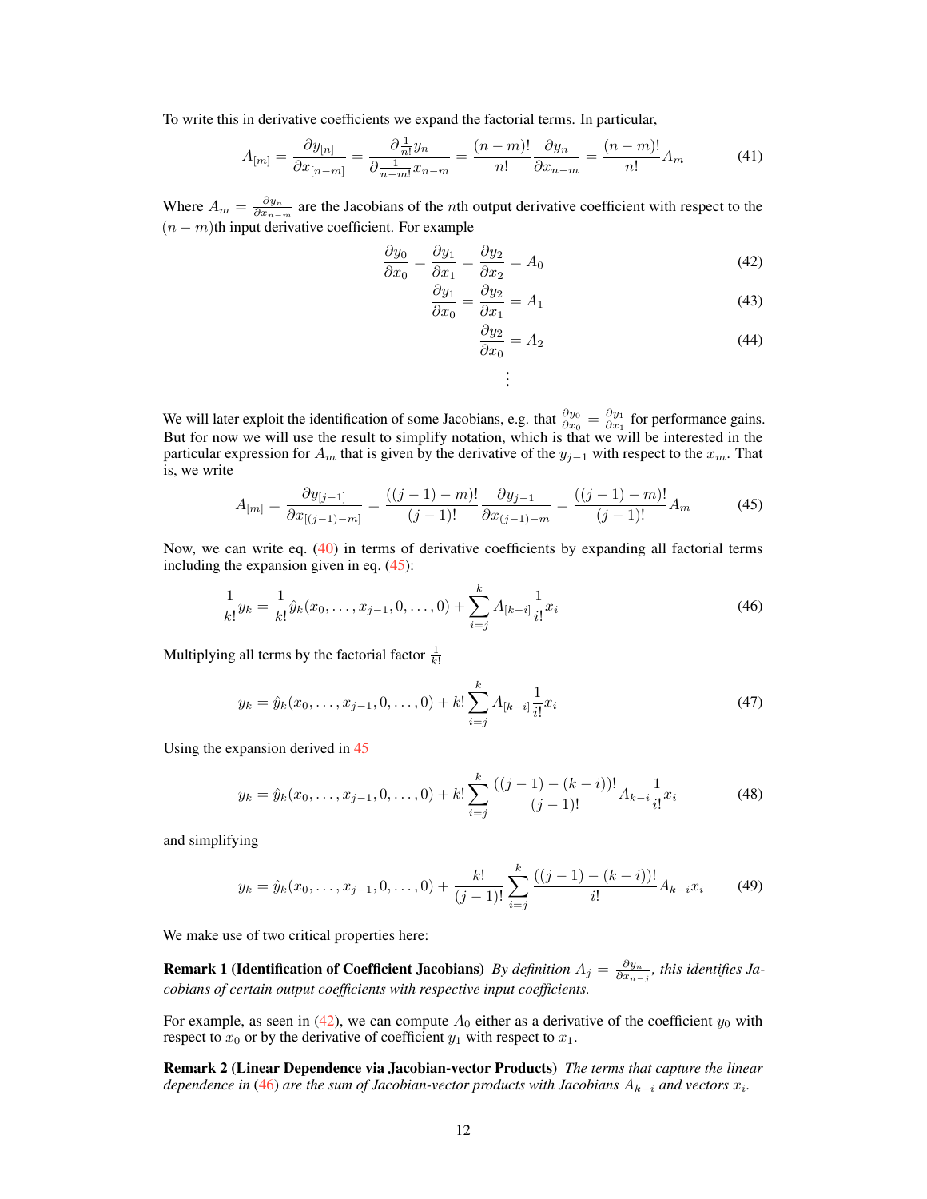To write this in derivative coefficients we expand the factorial terms. In particular,

$$A_{[m]} = \frac{\partial y_{[n]}}{\partial x_{[n-m]}} = \frac{\partial \frac{1}{n!} y_n}{\partial \frac{1}{n-m!} x_{n-m}} = \frac{(n-m)!}{n!} \frac{\partial y_n}{\partial x_{n-m}} = \frac{(n-m)!}{n!} A_m \tag{41}$$

Where $A_m = \frac{\partial y_n}{\partial x_{n-m}}$ are the Jacobians of the $n$th output derivative coefficient with respect to the $(n-m)$th input derivative coefficient. For example

$$\frac{\partial y_0}{\partial x_0} = \frac{\partial y_1}{\partial x_1} = \frac{\partial y_2}{\partial x_2} = A_0 \tag{42}$$

$$\frac{\partial y_1}{\partial x_0} = \frac{\partial y_2}{\partial x_1} = A_1 \tag{43}$$

$$\frac{\partial y_2}{\partial x_0} = A_2 \tag{44}$$

$$\vdots$$

We will later exploit the identification of some Jacobians, e.g. that $\frac{\partial y_0}{\partial x_0} = \frac{\partial y_1}{\partial x_1}$ for performance gains. But for now we will use the result to simplify notation, which is that we will be interested in the particular expression for $A_m$ that is given by the derivative of the $y_{j-1}$ with respect to the $x_m$. That is, we write

$$A_{[m]} = \frac{\partial y_{[j-1]}}{\partial x_{[(j-1)-m]}} = \frac{((j-1)-m)!}{(j-1)!} \frac{\partial y_{j-1}}{\partial x_{(j-1)-m}} = \frac{((j-1)-m)!}{(j-1)!} A_m \tag{45}$$

Now, we can write eq. (40) in terms of derivative coefficients by expanding all factorial terms including the expansion given in eq. (45):

$$\frac{1}{k!} y_k = \frac{1}{k!} \hat{y}_k(x_0, \ldots, x_{j-1}, 0, \ldots, 0) + \sum_{i=j}^{k} A_{[k-i]} \frac{1}{i!} x_i \tag{46}$$

Multiplying all terms by the factorial factor $\frac{1}{k!}$

$$y_k = \hat{y}_k(x_0, \ldots, x_{j-1}, 0, \ldots, 0) + k! \sum_{i=j}^{k} A_{[k-i]} \frac{1}{i!} x_i \tag{47}$$

Using the expansion derived in 45

$$y_k = \hat{y}_k(x_0, \ldots, x_{j-1}, 0, \ldots, 0) + k! \sum_{i=j}^{k} \frac{((j-1)-(k-i))!}{(j-1)!} A_{k-i} \frac{1}{i!} x_i \tag{48}$$

and simplifying

$$y_k = \hat{y}_k(x_0, \ldots, x_{j-1}, 0, \ldots, 0) + \frac{k!}{(j-1)!} \sum_{i=j}^{k} \frac{((j-1)-(k-i))!}{i!} A_{k-i} x_i \tag{49}$$

We make use of two critical properties here:

**Remark 1 (Identification of Coefficient Jacobians)** *By definition $A_j = \frac{\partial y_n}{\partial x_{n-j}}$, this identifies Jacobians of certain output coefficients with respective input coefficients.*

For example, as seen in (42), we can compute $A_0$ either as a derivative of the coefficient $y_0$ with respect to $x_0$ or by the derivative of coefficient $y_1$ with respect to $x_1$.

**Remark 2 (Linear Dependence via Jacobian-vector Products)** *The terms that capture the linear dependence in (46) are the sum of Jacobian-vector products with Jacobians $A_{k-i}$ and vectors $x_i$.*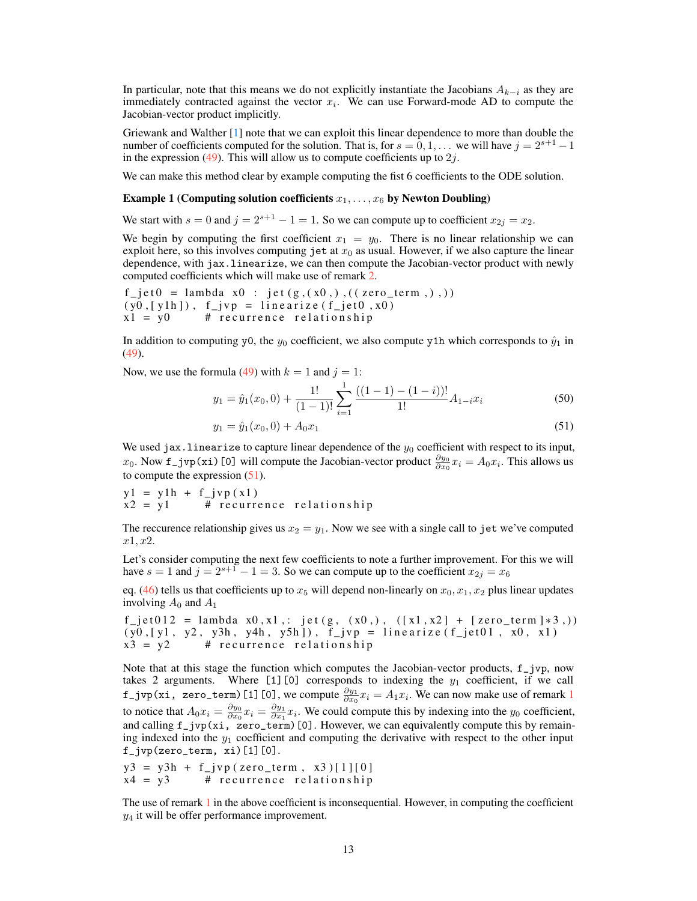In particular, note that this means we do not explicitly instantiate the Jacobians $A_{k-i}$ as they are immediately contracted against the vector $x_i$. We can use Forward-mode AD to compute the Jacobian-vector product implicitly.

Griewank and Walther [1] note that we can exploit this linear dependence to more than double the number of coefficients computed for the solution. That is, for $s = 0, 1, \ldots$ we will have $j = 2^{s+1} - 1$ in the expression (49). This will allow us to compute coefficients up to $2j$.

We can make this method clear by example computing the fist 6 coefficients to the ODE solution.

**Example 1 (Computing solution coefficients $x_1, \ldots, x_6$ by Newton Doubling)**

We start with $s = 0$ and $j = 2^{s+1} - 1 = 1$. So we can compute up to coefficient $x_{2j} = x_2$.

We begin by computing the first coefficient $x_1 = y_0$. There is no linear relationship we can exploit here, so this involves computing `jet` at $x_0$ as usual. However, if we also capture the linear dependence, with `jax.linearize`, we can then compute the Jacobian-vector product with newly computed coefficients which will make use of remark 2.

```
f_jet0 = lambda x0 : jet(g,(x0,),((zero_term,),))
(y0,[y1h]), f_jvp = linearize(f_jet0,x0)
x1 = y0      # recurrence relationship
```

In addition to computing `y0`, the $y_0$ coefficient, we also compute `y1h` which corresponds to $\hat{y}_1$ in (49).

Now, we use the formula (49) with $k = 1$ and $j = 1$:

$$y_1 = \hat{y}_1(x_0, 0) + \frac{1!}{(1-1)!} \sum_{i=1}^{1} \frac{((1-1)-(1-i))!}{1!} A_{1-i} x_i \tag{50}$$

$$y_1 = \hat{y}_1(x_0, 0) + A_0 x_1 \tag{51}$$

We used `jax.linearize` to capture linear dependence of the $y_0$ coefficient with respect to its input, $x_0$. Now `f_jvp(xi)[0]` will compute the Jacobian-vector product $\frac{\partial y_0}{\partial x_0} x_i = A_0 x_i$. This allows us to compute the expression (51).

```
y1 = y1h + f_jvp(x1)
x2 = y1      # recurrence relationship
```

The reccurence relationship gives us $x_2 = y_1$. Now we see with a single call to `jet` we've computed $x1, x2$.

Let's consider computing the next few coefficients to note a further improvement. For this we will have $s = 1$ and $j = 2^{s+1} - 1 = 3$. So we can compute up to the coefficient $x_{2j} = x_6$

eq. (46) tells us that coefficients up to $x_5$ will depend non-linearly on $x_0, x_1, x_2$ plus linear updates involving $A_0$ and $A_1$

```
f_jet012 = lambda x0,x1,: jet(g, (x0,), ([x1,x2] + [zero_term]*3,))
(y0,[y1, y2, y3h, y4h, y5h]), f_jvp = linearize(f_jet01, x0, x1)
x3 = y2      # recurrence relationship
```

Note that at this stage the function which computes the Jacobian-vector products, `f_jvp`, now takes 2 arguments. Where `[1][0]` corresponds to indexing the $y_1$ coefficient, if we call `f_jvp(xi, zero_term)[1][0]`, we compute $\frac{\partial y_1}{\partial x_0} x_i = A_1 x_i$. We can now make use of remark 1 to notice that $A_0 x_i = \frac{\partial y_0}{\partial x_0} x_i = \frac{\partial y_1}{\partial x_1} x_i$. We could compute this by indexing into the $y_0$ coefficient, and calling `f_jvp(xi, zero_term)[0]`. However, we can equivalently compute this by remaining indexed into the $y_1$ coefficient and computing the derivative with respect to the other input `f_jvp(zero_term, xi)[1][0]`.

```
y3 = y3h + f_jvp(zero_term, x3)[1][0]
x4 = y3      # recurrence relationship
```

The use of remark 1 in the above coefficient is inconsequential. However, in computing the coefficient $y_4$ it will be offer performance improvement.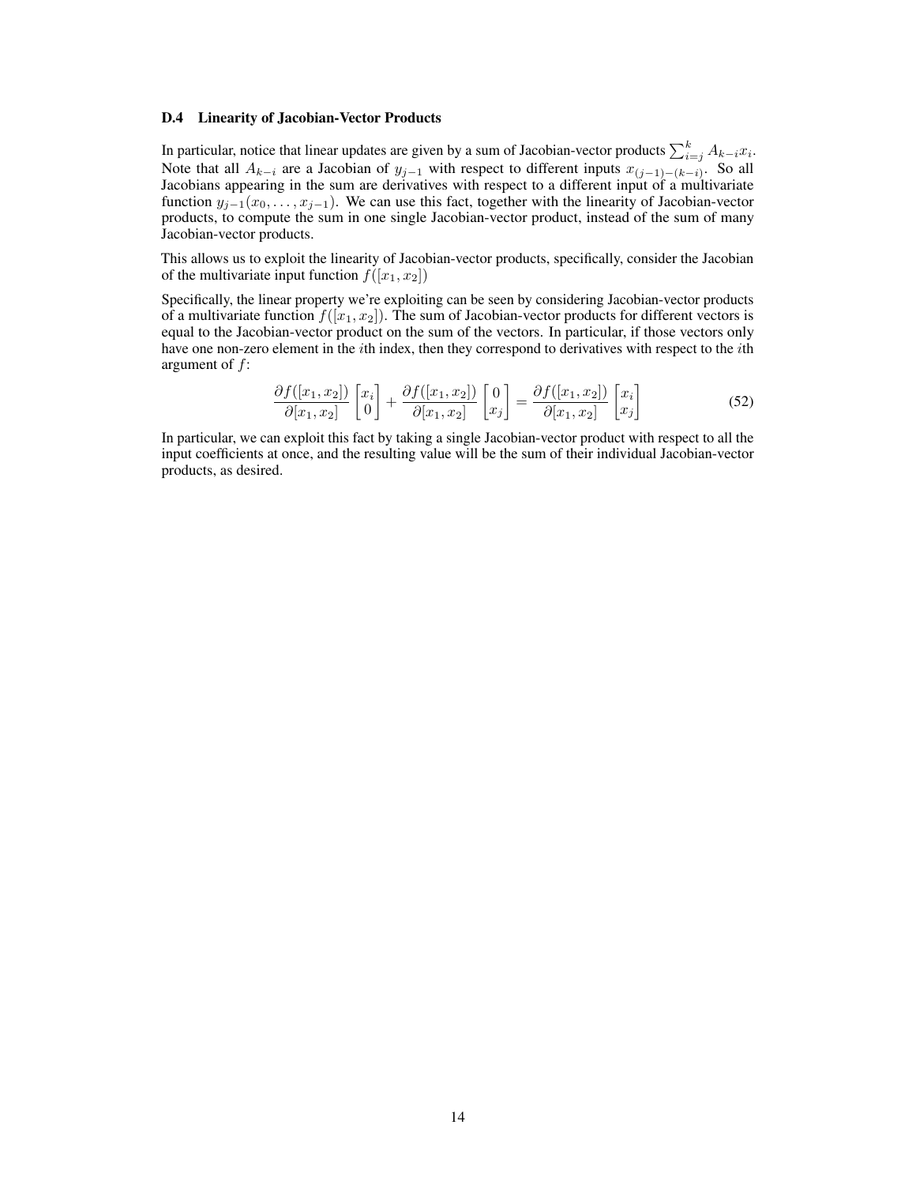### D.4 Linearity of Jacobian-Vector Products

In particular, notice that linear updates are given by a sum of Jacobian-vector products $\sum_{i=j}^{k} A_{k-i}x_i$. Note that all $A_{k-i}$ are a Jacobian of $y_{j-1}$ with respect to different inputs $x_{(j-1)-(k-i)}$. So all Jacobians appearing in the sum are derivatives with respect to a different input of a multivariate function $y_{j-1}(x_0, \ldots, x_{j-1})$. We can use this fact, together with the linearity of Jacobian-vector products, to compute the sum in one single Jacobian-vector product, instead of the sum of many Jacobian-vector products.

This allows us to exploit the linearity of Jacobian-vector products, specifically, consider the Jacobian of the multivariate input function $f([x_1, x_2])$

Specifically, the linear property we're exploiting can be seen by considering Jacobian-vector products of a multivariate function $f([x_1, x_2])$. The sum of Jacobian-vector products for different vectors is equal to the Jacobian-vector product on the sum of the vectors. In particular, if those vectors only have one non-zero element in the $i$th index, then they correspond to derivatives with respect to the $i$th argument of $f$:

$$\frac{\partial f([x_1, x_2])}{\partial [x_1, x_2]} \begin{bmatrix} x_i \\ 0 \end{bmatrix} + \frac{\partial f([x_1, x_2])}{\partial [x_1, x_2]} \begin{bmatrix} 0 \\ x_j \end{bmatrix} = \frac{\partial f([x_1, x_2])}{\partial [x_1, x_2]} \begin{bmatrix} x_i \\ x_j \end{bmatrix} \tag{52}$$

In particular, we can exploit this fact by taking a single Jacobian-vector product with respect to all the input coefficients at once, and the resulting value will be the sum of their individual Jacobian-vector products, as desired.